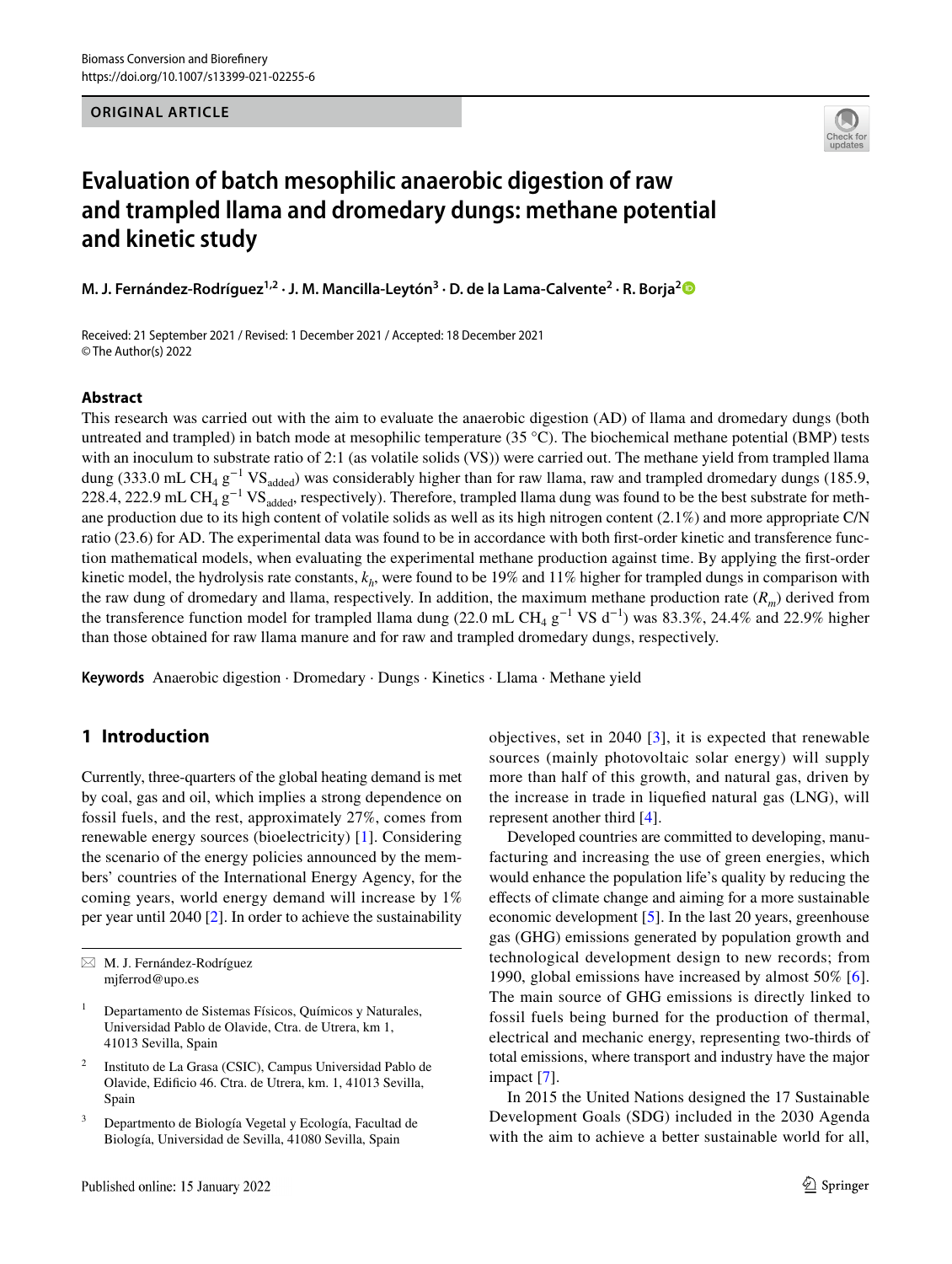ORIGINAL ARTICLE

# Evaluation of batch mesophilic anaerobic digestion of raw and trampled llama and dromedary dungs: methane potential and kinetic study

**M. J. Fernández-Rodríguez[1,2] · J. M. Mancilla-Leytón[3] · D. de la Lama-Calvente[2] · R. Borja[2]**

Received: 21 September 2021 / Revised: 1 December 2021 / Accepted: 18 December 2021
© The Author(s) 2022

## Abstract

This research was carried out with the aim to evaluate the anaerobic digestion (AD) of llama and dromedary dungs (both untreated and trampled) in batch mode at mesophilic temperature (35 °C). The biochemical methane potential (BMP) tests with an inoculum to substrate ratio of 2:1 (as volatile solids (VS)) were carried out. The methane yield from trampled llama dung (333.0 mL $CH_4$ $g^{-1}$ $VS_{added}$) was considerably higher than for raw llama, raw and trampled dromedary dungs (185.9, 228.4, 222.9 mL $CH_4$ $g^{-1}$ $VS_{added}$, respectively). Therefore, trampled llama dung was found to be the best substrate for methane production due to its high content of volatile solids as well as its high nitrogen content (2.1%) and more appropriate C/N ratio (23.6) for AD. The experimental data was found to be in accordance with both first-order kinetic and transference function mathematical models, when evaluating the experimental methane production against time. By applying the first-order kinetic model, the hydrolysis rate constants, $k_h$, were found to be 19% and 11% higher for trampled dungs in comparison with the raw dung of dromedary and llama, respectively. In addition, the maximum methane production rate ($R_m$) derived from the transference function model for trampled llama dung (22.0 mL $CH_4$ $g^{-1}$ VS $d^{-1}$) was 83.3%, 24.4% and 22.9% higher than those obtained for raw llama manure and for raw and trampled dromedary dungs, respectively.

**Keywords** Anaerobic digestion · Dromedary · Dungs · Kinetics · Llama · Methane yield

## 1 Introduction

Currently, three-quarters of the global heating demand is met by coal, gas and oil, which implies a strong dependence on fossil fuels, and the rest, approximately 27%, comes from renewable energy sources (bioelectricity) [1]. Considering the scenario of the energy policies announced by the members' countries of the International Energy Agency, for the coming years, world energy demand will increase by 1% per year until 2040 [2]. In order to achieve the sustainability objectives, set in 2040 [3], it is expected that renewable sources (mainly photovoltaic solar energy) will supply more than half of this growth, and natural gas, driven by the increase in trade in liquefied natural gas (LNG), will represent another third [4].

Developed countries are committed to developing, manufacturing and increasing the use of green energies, which would enhance the population life's quality by reducing the effects of climate change and aiming for a more sustainable economic development [5]. In the last 20 years, greenhouse gas (GHG) emissions generated by population growth and technological development design to new records; from 1990, global emissions have increased by almost 50% [6]. The main source of GHG emissions is directly linked to fossil fuels being burned for the production of thermal, electrical and mechanic energy, representing two-thirds of total emissions, where transport and industry have the major impact [7].

In 2015 the United Nations designed the 17 Sustainable Development Goals (SDG) included in the 2030 Agenda with the aim to achieve a better sustainable world for all,

---

✉ M. J. Fernández-Rodríguez
mjferrod@upo.es

[1] Departamento de Sistemas Físicos, Químicos y Naturales, Universidad Pablo de Olavide, Ctra. de Utrera, km 1, 41013 Sevilla, Spain

[2] Instituto de La Grasa (CSIC), Campus Universidad Pablo de Olavide, Edificio 46. Ctra. de Utrera, km. 1, 41013 Sevilla, Spain

[3] Departmento de Biología Vegetal y Ecología, Facultad de Biología, Universidad de Sevilla, 41080 Sevilla, Spain

Published online: 15 January 2022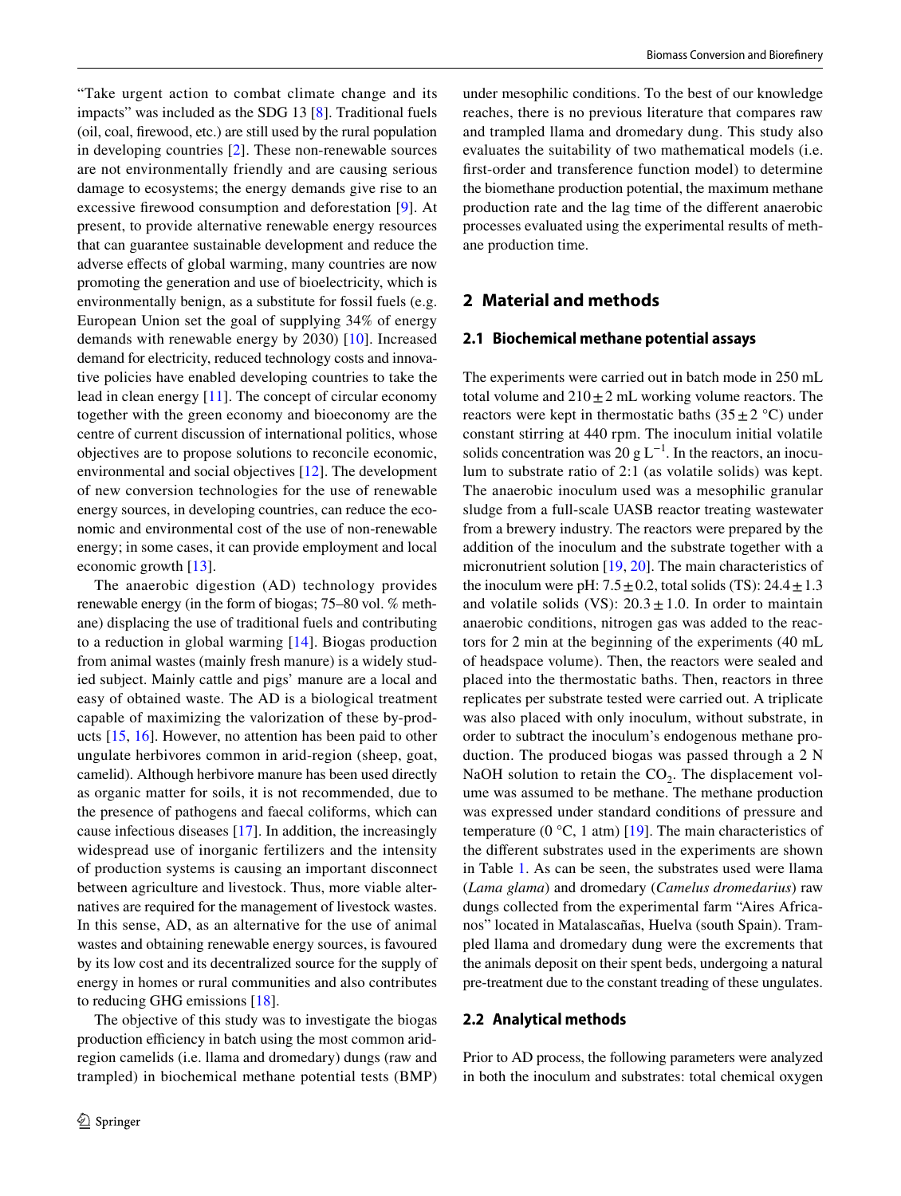"Take urgent action to combat climate change and its impacts" was included as the SDG 13 [8]. Traditional fuels (oil, coal, firewood, etc.) are still used by the rural population in developing countries [2]. These non-renewable sources are not environmentally friendly and are causing serious damage to ecosystems; the energy demands give rise to an excessive firewood consumption and deforestation [9]. At present, to provide alternative renewable energy resources that can guarantee sustainable development and reduce the adverse effects of global warming, many countries are now promoting the generation and use of bioelectricity, which is environmentally benign, as a substitute for fossil fuels (e.g. European Union set the goal of supplying 34% of energy demands with renewable energy by 2030) [10]. Increased demand for electricity, reduced technology costs and innovative policies have enabled developing countries to take the lead in clean energy [11]. The concept of circular economy together with the green economy and bioeconomy are the centre of current discussion of international politics, whose objectives are to propose solutions to reconcile economic, environmental and social objectives [12]. The development of new conversion technologies for the use of renewable energy sources, in developing countries, can reduce the economic and environmental cost of the use of non-renewable energy; in some cases, it can provide employment and local economic growth [13].

The anaerobic digestion (AD) technology provides renewable energy (in the form of biogas; 75–80 vol. % methane) displacing the use of traditional fuels and contributing to a reduction in global warming [14]. Biogas production from animal wastes (mainly fresh manure) is a widely studied subject. Mainly cattle and pigs' manure are a local and easy of obtained waste. The AD is a biological treatment capable of maximizing the valorization of these by-products [15, 16]. However, no attention has been paid to other ungulate herbivores common in arid-region (sheep, goat, camelid). Although herbivore manure has been used directly as organic matter for soils, it is not recommended, due to the presence of pathogens and faecal coliforms, which can cause infectious diseases [17]. In addition, the increasingly widespread use of inorganic fertilizers and the intensity of production systems is causing an important disconnect between agriculture and livestock. Thus, more viable alternatives are required for the management of livestock wastes. In this sense, AD, as an alternative for the use of animal wastes and obtaining renewable energy sources, is favoured by its low cost and its decentralized source for the supply of energy in homes or rural communities and also contributes to reducing GHG emissions [18].

The objective of this study was to investigate the biogas production efficiency in batch using the most common arid-region camelids (i.e. llama and dromedary) dungs (raw and trampled) in biochemical methane potential tests (BMP) under mesophilic conditions. To the best of our knowledge reaches, there is no previous literature that compares raw and trampled llama and dromedary dung. This study also evaluates the suitability of two mathematical models (i.e. first-order and transference function model) to determine the biomethane production potential, the maximum methane production rate and the lag time of the different anaerobic processes evaluated using the experimental results of methane production time.

## 2 Material and methods

### 2.1 Biochemical methane potential assays

The experiments were carried out in batch mode in 250 mL total volume and 210 ± 2 mL working volume reactors. The reactors were kept in thermostatic baths (35 ± 2 °C) under constant stirring at 440 rpm. The inoculum initial volatile solids concentration was 20 g $L^{-1}$. In the reactors, an inoculum to substrate ratio of 2:1 (as volatile solids) was kept. The anaerobic inoculum used was a mesophilic granular sludge from a full-scale UASB reactor treating wastewater from a brewery industry. The reactors were prepared by the addition of the inoculum and the substrate together with a micronutrient solution [19, 20]. The main characteristics of the inoculum were pH: 7.5 ± 0.2, total solids (TS): 24.4 ± 1.3 and volatile solids (VS): 20.3 ± 1.0. In order to maintain anaerobic conditions, nitrogen gas was added to the reactors for 2 min at the beginning of the experiments (40 mL of headspace volume). Then, the reactors were sealed and placed into the thermostatic baths. Then, reactors in three replicates per substrate tested were carried out. A triplicate was also placed with only inoculum, without substrate, in order to subtract the inoculum's endogenous methane production. The produced biogas was passed through a 2 N NaOH solution to retain the $CO_2$. The displacement volume was assumed to be methane. The methane production was expressed under standard conditions of pressure and temperature (0 °C, 1 atm) [19]. The main characteristics of the different substrates used in the experiments are shown in Table 1. As can be seen, the substrates used were llama (*Lama glama*) and dromedary (*Camelus dromedarius*) raw dungs collected from the experimental farm "Aires Africanos" located in Matalascañas, Huelva (south Spain). Trampled llama and dromedary dung were the excrements that the animals deposit on their spent beds, undergoing a natural pre-treatment due to the constant treading of these ungulates.

### 2.2 Analytical methods

Prior to AD process, the following parameters were analyzed in both the inoculum and substrates: total chemical oxygen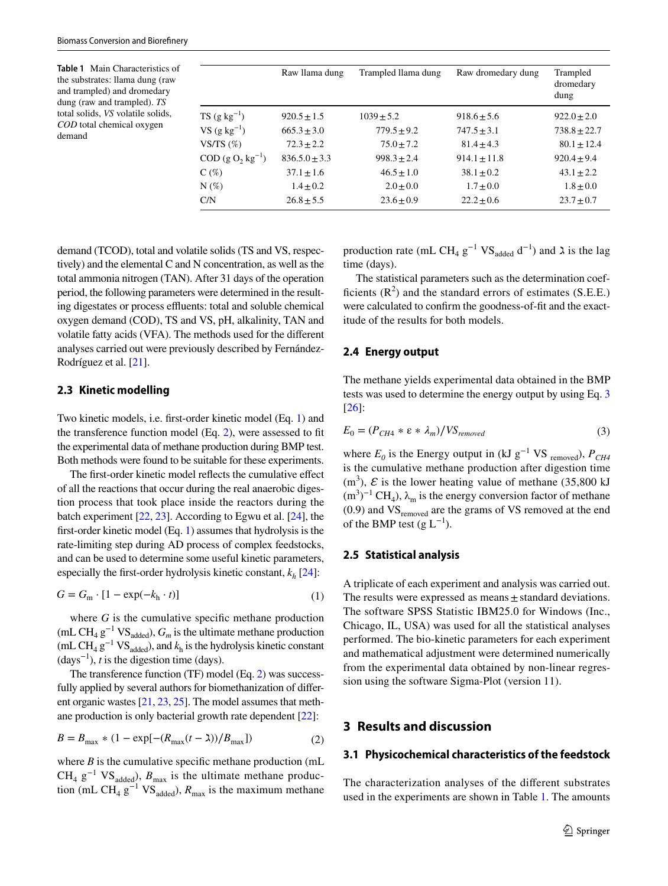**Table 1** Main Characteristics of the substrates: llama dung (raw and trampled) and dromedary dung (raw and trampled). *TS* total solids, *VS* volatile solids, *COD* total chemical oxygen demand

| | Raw llama dung | Trampled llama dung | Raw dromedary dung | Trampled dromedary dung |
|---|---|---|---|---|
| TS (g $kg^{-1}$) | 920.5 ± 1.5 | 1039 ± 5.2 | 918.6 ± 5.6 | 922.0 ± 2.0 |
| VS (g $kg^{-1}$) | 665.3 ± 3.0 | 779.5 ± 9.2 | 747.5 ± 3.1 | 738.8 ± 22.7 |
| VS/TS (%) | 72.3 ± 2.2 | 75.0 ± 7.2 | 81.4 ± 4.3 | 80.1 ± 12.4 |
| COD (g $O_2$ $kg^{-1}$) | 836.5.0 ± 3.3 | 998.3 ± 2.4 | 914.1 ± 11.8 | 920.4 ± 9.4 |
| C (%) | 37.1 ± 1.6 | 46.5 ± 1.0 | 38.1 ± 0.2 | 43.1 ± 2.2 |
| N (%) | 1.4 ± 0.2 | 2.0 ± 0.0 | 1.7 ± 0.0 | 1.8 ± 0.0 |
| C/N | 26.8 ± 5.5 | 23.6 ± 0.9 | 22.2 ± 0.6 | 23.7 ± 0.7 |

demand (TCOD), total and volatile solids (TS and VS, respectively) and the elemental C and N concentration, as well as the total ammonia nitrogen (TAN). After 31 days of the operation period, the following parameters were determined in the resulting digestates or process effluents: total and soluble chemical oxygen demand (COD), TS and VS, pH, alkalinity, TAN and volatile fatty acids (VFA). The methods used for the different analyses carried out were previously described by Fernández-Rodríguez et al. [21].

### 2.3 Kinetic modelling

Two kinetic models, i.e. first-order kinetic model (Eq. 1) and the transference function model (Eq. 2), were assessed to fit the experimental data of methane production during BMP test. Both methods were found to be suitable for these experiments.

The first-order kinetic model reflects the cumulative effect of all the reactions that occur during the real anaerobic digestion process that took place inside the reactors during the batch experiment [22, 23]. According to Egwu et al. [24], the first-order kinetic model (Eq. 1) assumes that hydrolysis is the rate-limiting step during AD process of complex feedstocks, and can be used to determine some useful kinetic parameters, especially the first-order hydrolysis kinetic constant, $k_h$ [24]:

$$G = G_m \cdot [1 - \exp(-k_h \cdot t)] \tag{1}$$

where $G$ is the cumulative specific methane production (mL $CH_4$ $g^{-1}$ $VS_{added}$), $G_m$ is the ultimate methane production (mL $CH_4$ $g^{-1}$ $VS_{added}$), and $k_h$ is the hydrolysis kinetic constant ($days^{-1}$), $t$ is the digestion time (days).

The transference function (TF) model (Eq. 2) was successfully applied by several authors for biomethanization of different organic wastes [21, 23, 25]. The model assumes that methane production is only bacterial growth rate dependent [22]:

$$B = B_{max} * (1 - \exp[-(R_{max}(t - \lambda))/B_{max}]) \tag{2}$$

where $B$ is the cumulative specific methane production (mL $CH_4$ $g^{-1}$ $VS_{added}$), $B_{max}$ is the ultimate methane production (mL $CH_4$ $g^{-1}$ $VS_{added}$), $R_{max}$ is the maximum methane production rate (mL $CH_4$ $g^{-1}$ $VS_{added}$ $d^{-1}$) and $\lambda$ is the lag time (days).

The statistical parameters such as the determination coefficients ($R^2$) and the standard errors of estimates (S.E.E.) were calculated to confirm the goodness-of-fit and the exactitude of the results for both models.

### 2.4 Energy output

The methane yields experimental data obtained in the BMP tests was used to determine the energy output by using Eq. 3 [26]:

$$E_0 = (P_{CH4} * \varepsilon * \lambda_m)/VS_{removed} \tag{3}$$

where $E_0$ is the Energy output in (kJ $g^{-1}$ VS $_{removed}$), $P_{CH4}$ is the cumulative methane production after digestion time ($m^3$), $\varepsilon$ is the lower heating value of methane (35,800 kJ $(m^3)^{-1}$ $CH_4$), $\lambda_m$ is the energy conversion factor of methane (0.9) and $VS_{removed}$ are the grams of VS removed at the end of the BMP test (g $L^{-1}$).

### 2.5 Statistical analysis

A triplicate of each experiment and analysis was carried out. The results were expressed as means ± standard deviations. The software SPSS Statistic IBM25.0 for Windows (Inc., Chicago, IL, USA) was used for all the statistical analyses performed. The bio-kinetic parameters for each experiment and mathematical adjustment were determined numerically from the experimental data obtained by non-linear regression using the software Sigma-Plot (version 11).

## 3 Results and discussion

### 3.1 Physicochemical characteristics of the feedstock

The characterization analyses of the different substrates used in the experiments are shown in Table 1. The amounts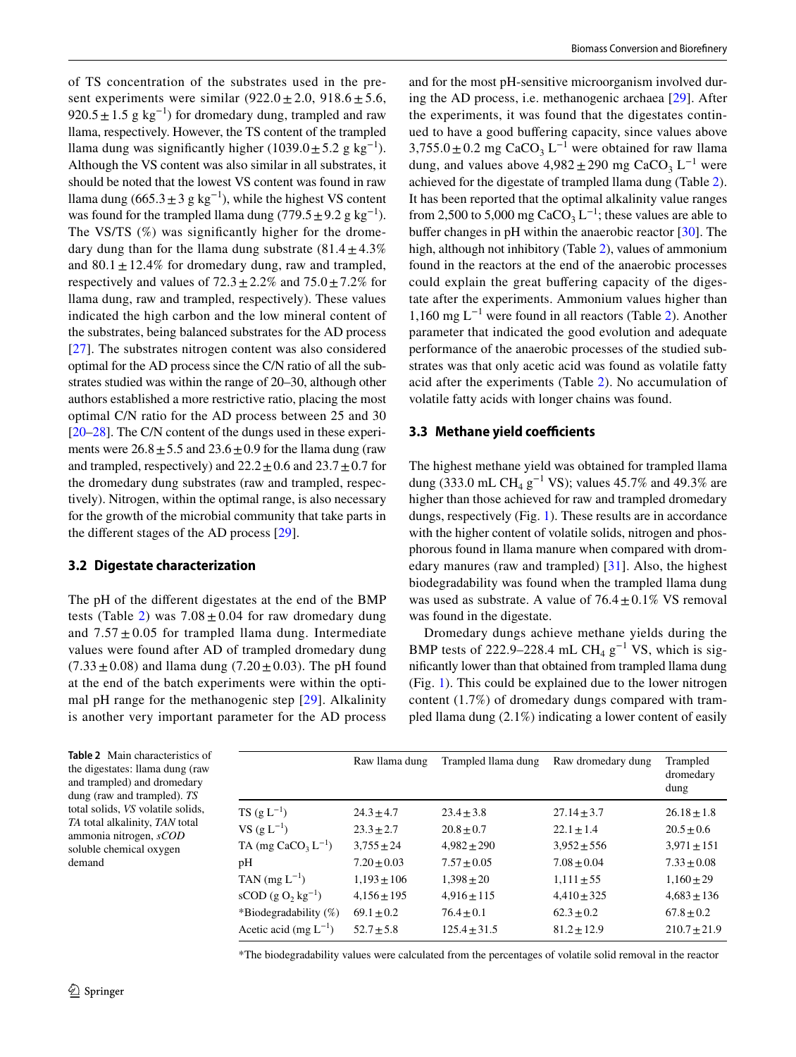of TS concentration of the substrates used in the present experiments were similar (922.0 ± 2.0, 918.6 ± 5.6, 920.5 ± 1.5 g $kg^{-1}$) for dromedary dung, trampled and raw llama, respectively. However, the TS content of the trampled llama dung was significantly higher (1039.0 ± 5.2 g $kg^{-1}$). Although the VS content was also similar in all substrates, it should be noted that the lowest VS content was found in raw llama dung (665.3 ± 3 g $kg^{-1}$), while the highest VS content was found for the trampled llama dung (779.5 ± 9.2 g $kg^{-1}$). The VS/TS (%) was significantly higher for the dromedary dung than for the llama dung substrate (81.4 ± 4.3% and 80.1 ± 12.4% for dromedary dung, raw and trampled, respectively and values of 72.3 ± 2.2% and 75.0 ± 7.2% for llama dung, raw and trampled, respectively). These values indicated the high carbon and the low mineral content of the substrates, being balanced substrates for the AD process [27]. The substrates nitrogen content was also considered optimal for the AD process since the C/N ratio of all the substrates studied was within the range of 20–30, although other authors established a more restrictive ratio, placing the most optimal C/N ratio for the AD process between 25 and 30 [20–28]. The C/N content of the dungs used in these experiments were 26.8 ± 5.5 and 23.6 ± 0.9 for the llama dung (raw and trampled, respectively) and 22.2 ± 0.6 and 23.7 ± 0.7 for the dromedary dung substrates (raw and trampled, respectively). Nitrogen, within the optimal range, is also necessary for the growth of the microbial community that take parts in the different stages of the AD process [29].

### 3.2 Digestate characterization

The pH of the different digestates at the end of the BMP tests (Table 2) was 7.08 ± 0.04 for raw dromedary dung and 7.57 ± 0.05 for trampled llama dung. Intermediate values were found after AD of trampled dromedary dung (7.33 ± 0.08) and llama dung (7.20 ± 0.03). The pH found at the end of the batch experiments were within the optimal pH range for the methanogenic step [29]. Alkalinity is another very important parameter for the AD process and for the most pH-sensitive microorganism involved during the AD process, i.e. methanogenic archaea [29]. After the experiments, it was found that the digestates continued to have a good buffering capacity, since values above 3,755.0 ± 0.2 mg $CaCO_3$ $L^{-1}$ were obtained for raw llama dung, and values above 4,982 ± 290 mg $CaCO_3$ $L^{-1}$ were achieved for the digestate of trampled llama dung (Table 2). It has been reported that the optimal alkalinity value ranges from 2,500 to 5,000 mg $CaCO_3$ $L^{-1}$; these values are able to buffer changes in pH within the anaerobic reactor [30]. The high, although not inhibitory (Table 2), values of ammonium found in the reactors at the end of the anaerobic processes could explain the great buffering capacity of the digestate after the experiments. Ammonium values higher than 1,160 mg $L^{-1}$ were found in all reactors (Table 2). Another parameter that indicated the good evolution and adequate performance of the anaerobic processes of the studied substrates was that only acetic acid was found as volatile fatty acid after the experiments (Table 2). No accumulation of volatile fatty acids with longer chains was found.

### 3.3 Methane yield coefficients

The highest methane yield was obtained for trampled llama dung (333.0 mL $CH_4$ $g^{-1}$ VS); values 45.7% and 49.3% are higher than those achieved for raw and trampled dromedary dungs, respectively (Fig. 1). These results are in accordance with the higher content of volatile solids, nitrogen and phosphorous found in llama manure when compared with dromedary manures (raw and trampled) [31]. Also, the highest biodegradability was found when the trampled llama dung was used as substrate. A value of 76.4 ± 0.1% VS removal was found in the digestate.

Dromedary dungs achieve methane yields during the BMP tests of 222.9–228.4 mL $CH_4$ $g^{-1}$ VS, which is significantly lower than that obtained from trampled llama dung (Fig. 1). This could be explained due to the lower nitrogen content (1.7%) of dromedary dungs compared with trampled llama dung (2.1%) indicating a lower content of easily

**Table 2** Main characteristics of the digestates: llama dung (raw and trampled) and dromedary dung (raw and trampled). *TS* total solids, *VS* volatile solids, *TA* total alkalinity, *TAN* total ammonia nitrogen, *sCOD* soluble chemical oxygen demand

| | Raw llama dung | Trampled llama dung | Raw dromedary dung | Trampled dromedary dung |
|---|---|---|---|---|
| TS (g $L^{-1}$) | 24.3 ± 4.7 | 23.4 ± 3.8 | 27.14 ± 3.7 | 26.18 ± 1.8 |
| VS (g $L^{-1}$) | 23.3 ± 2.7 | 20.8 ± 0.7 | 22.1 ± 1.4 | 20.5 ± 0.6 |
| TA (mg $CaCO_3$ $L^{-1}$) | 3,755 ± 24 | 4,982 ± 290 | 3,952 ± 556 | 3,971 ± 151 |
| pH | 7.20 ± 0.03 | 7.57 ± 0.05 | 7.08 ± 0.04 | 7.33 ± 0.08 |
| TAN (mg $L^{-1}$) | 1,193 ± 106 | 1,398 ± 20 | 1,111 ± 55 | 1,160 ± 29 |
| sCOD (g $O_2$ $kg^{-1}$) | 4,156 ± 195 | 4,916 ± 115 | 4,410 ± 325 | 4,683 ± 136 |
| *Biodegradability (%) | 69.1 ± 0.2 | 76.4 ± 0.1 | 62.3 ± 0.2 | 67.8 ± 0.2 |
| Acetic acid (mg $L^{-1}$) | 52.7 ± 5.8 | 125.4 ± 31.5 | 81.2 ± 12.9 | 210.7 ± 21.9 |

*The biodegradability values were calculated from the percentages of volatile solid removal in the reactor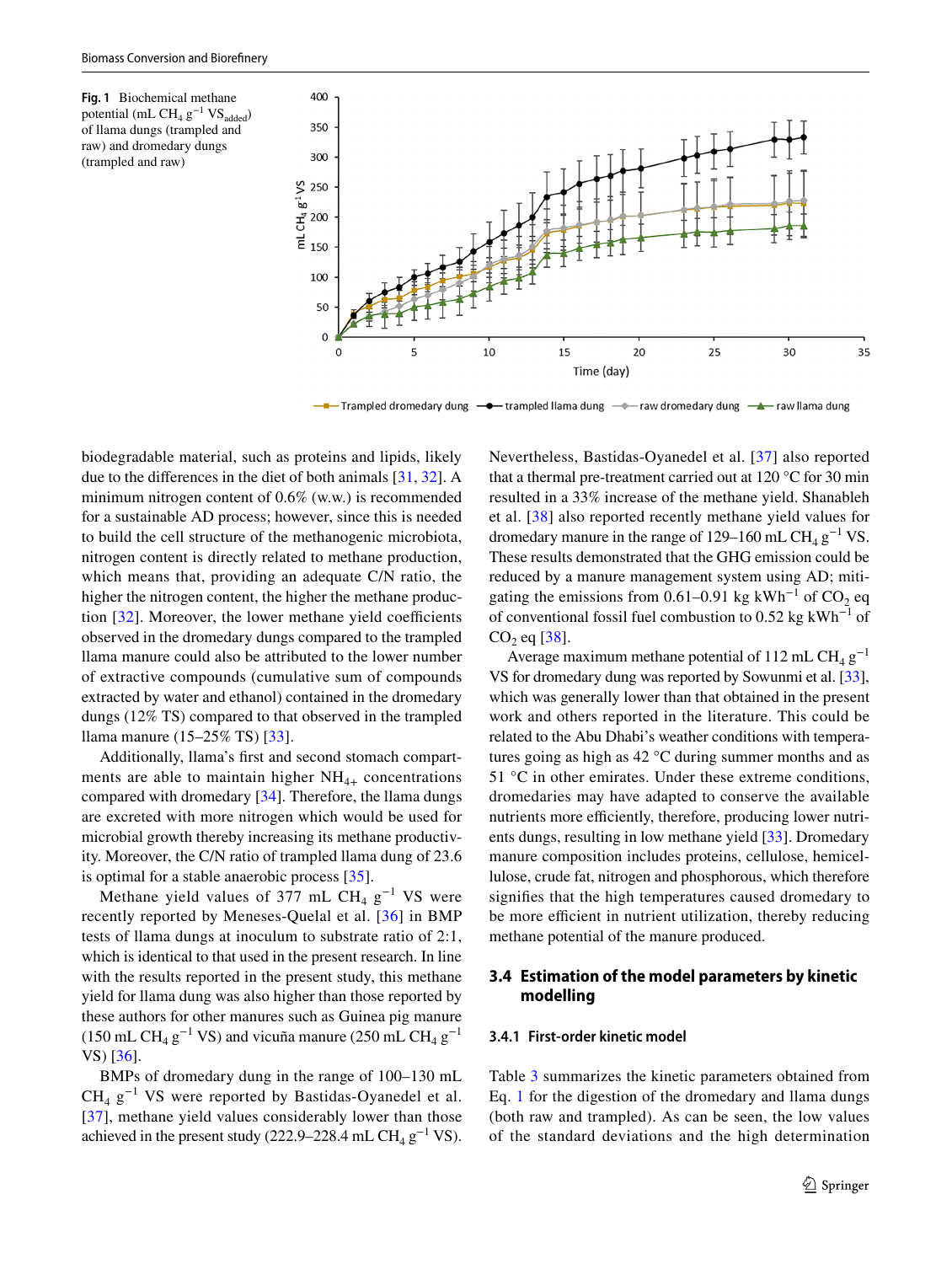**Fig. 1** Biochemical methane potential (mL $CH_4$ $g^{-1}$ $VS_{added}$) of llama dungs (trampled and raw) and dromedary dungs (trampled and raw)

biodegradable material, such as proteins and lipids, likely due to the differences in the diet of both animals [31, 32]. A minimum nitrogen content of 0.6% (w.w.) is recommended for a sustainable AD process; however, since this is needed to build the cell structure of the methanogenic microbiota, nitrogen content is directly related to methane production, which means that, providing an adequate C/N ratio, the higher the nitrogen content, the higher the methane production [32]. Moreover, the lower methane yield coefficients observed in the dromedary dungs compared to the trampled llama manure could also be attributed to the lower number of extractive compounds (cumulative sum of compounds extracted by water and ethanol) contained in the dromedary dungs (12% TS) compared to that observed in the trampled llama manure (15–25% TS) [33].

Additionally, llama's first and second stomach compartments are able to maintain higher $NH_{4+}$ concentrations compared with dromedary [34]. Therefore, the llama dungs are excreted with more nitrogen which would be used for microbial growth thereby increasing its methane productivity. Moreover, the C/N ratio of trampled llama dung of 23.6 is optimal for a stable anaerobic process [35].

Methane yield values of 377 mL $CH_4$ $g^{-1}$ VS were recently reported by Meneses-Quelal et al. [36] in BMP tests of llama dungs at inoculum to substrate ratio of 2:1, which is identical to that used in the present research. In line with the results reported in the present study, this methane yield for llama dung was also higher than those reported by these authors for other manures such as Guinea pig manure (150 mL $CH_4$ $g^{-1}$ VS) and vicuña manure (250 mL $CH_4$ $g^{-1}$ VS) [36].

BMPs of dromedary dung in the range of 100–130 mL $CH_4$ $g^{-1}$ VS were reported by Bastidas-Oyanedel et al. [37], methane yield values considerably lower than those achieved in the present study (222.9–228.4 mL $CH_4$ $g^{-1}$ VS). Nevertheless, Bastidas-Oyanedel et al. [37] also reported that a thermal pre-treatment carried out at 120 °C for 30 min resulted in a 33% increase of the methane yield. Shanableh et al. [38] also reported recently methane yield values for dromedary manure in the range of 129–160 mL $CH_4$ $g^{-1}$ VS. These results demonstrated that the GHG emission could be reduced by a manure management system using AD; mitigating the emissions from 0.61–0.91 kg $kWh^{-1}$ of $CO_2$ eq of conventional fossil fuel combustion to 0.52 kg $kWh^{-1}$ of $CO_2$ eq [38].

Average maximum methane potential of 112 mL $CH_4$ $g^{-1}$ VS for dromedary dung was reported by Sowunmi et al. [33], which was generally lower than that obtained in the present work and others reported in the literature. This could be related to the Abu Dhabi's weather conditions with temperatures going as high as 42 °C during summer months and as 51 °C in other emirates. Under these extreme conditions, dromedaries may have adapted to conserve the available nutrients more efficiently, therefore, producing lower nutrients dungs, resulting in low methane yield [33]. Dromedary manure composition includes proteins, cellulose, hemicellulose, crude fat, nitrogen and phosphorous, which therefore signifies that the high temperatures caused dromedary to be more efficient in nutrient utilization, thereby reducing methane potential of the manure produced.

### 3.4 Estimation of the model parameters by kinetic modelling

#### 3.4.1 First-order kinetic model

Table 3 summarizes the kinetic parameters obtained from Eq. 1 for the digestion of the dromedary and llama dungs (both raw and trampled). As can be seen, the low values of the standard deviations and the high determination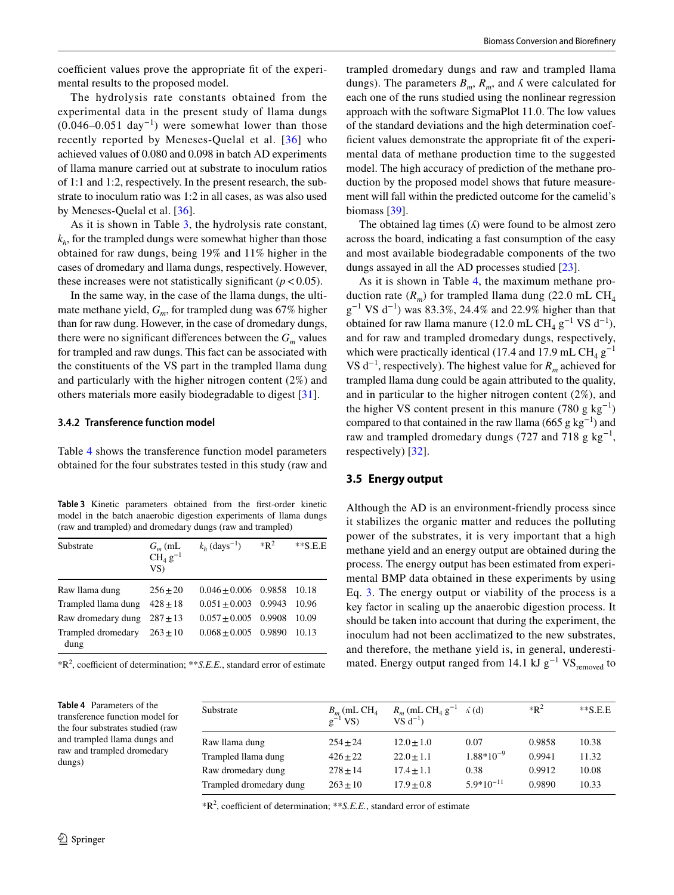coefficient values prove the appropriate fit of the experimental results to the proposed model.

The hydrolysis rate constants obtained from the experimental data in the present study of llama dungs (0.046–0.051 $day^{-1}$) were somewhat lower than those recently reported by Meneses-Quelal et al. [36] who achieved values of 0.080 and 0.098 in batch AD experiments of llama manure carried out at substrate to inoculum ratios of 1:1 and 1:2, respectively. In the present research, the substrate to inoculum ratio was 1:2 in all cases, as was also used by Meneses-Quelal et al. [36].

As it is shown in Table 3, the hydrolysis rate constant, $k_h$, for the trampled dungs were somewhat higher than those obtained for raw dungs, being 19% and 11% higher in the cases of dromedary and llama dungs, respectively. However, these increases were not statistically significant ($p < 0.05$).

In the same way, in the case of the llama dungs, the ultimate methane yield, $G_m$, for trampled dung was 67% higher than for raw dung. However, in the case of dromedary dungs, there were no significant differences between the $G_m$ values for trampled and raw dungs. This fact can be associated with the constituents of the VS part in the trampled llama dung and particularly with the higher nitrogen content (2%) and others materials more easily biodegradable to digest [31].

### 3.4.2 Transference function model

Table 4 shows the transference function model parameters obtained for the four substrates tested in this study (raw and trampled dromedary dungs and raw and trampled llama dungs). The parameters $B_m$, $R_m$, and $\lambda$ were calculated for each one of the runs studied using the nonlinear regression approach with the software SigmaPlot 11.0. The low values of the standard deviations and the high determination coefficient values demonstrate the appropriate fit of the experimental data of methane production time to the suggested model. The high accuracy of prediction of the methane production by the proposed model shows that future measurement will fall within the predicted outcome for the camelid's biomass [39].

The obtained lag times ($\lambda$) were found to be almost zero across the board, indicating a fast consumption of the easy and most available biodegradable components of the two dungs assayed in all the AD processes studied [23].

As it is shown in Table 4, the maximum methane production rate ($R_m$) for trampled llama dung (22.0 mL $CH_4$ $g^{-1}$ VS $d^{-1}$) was 83.3%, 24.4% and 22.9% higher than that obtained for raw llama manure (12.0 mL $CH_4$ $g^{-1}$ VS $d^{-1}$), and for raw and trampled dromedary dungs, respectively, which were practically identical (17.4 and 17.9 mL $CH_4$ $g^{-1}$ VS $d^{-1}$, respectively). The highest value for $R_m$ achieved for trampled llama dung could be again attributed to the quality, and in particular to the higher nitrogen content (2%), and the higher VS content present in this manure (780 g $kg^{-1}$) compared to that contained in the raw llama (665 g $kg^{-1}$) and raw and trampled dromedary dungs (727 and 718 g $kg^{-1}$, respectively) [32].

**Table 3** Kinetic parameters obtained from the first-order kinetic model in the batch anaerobic digestion experiments of llama dungs (raw and trampled) and dromedary dungs (raw and trampled)

| Substrate | $G_m$ (mL $CH_4$ $g^{-1}$ VS) | $k_h$ ($days^{-1}$) | *$R^2$ | **S.E.E |
|---|---|---|---|---|
| Raw llama dung | 256 ± 20 | 0.046 ± 0.006 | 0.9858 | 10.18 |
| Trampled llama dung | 428 ± 18 | 0.051 ± 0.003 | 0.9943 | 10.96 |
| Raw dromedary dung | 287 ± 13 | 0.057 ± 0.005 | 0.9908 | 10.09 |
| Trampled dromedary dung | 263 ± 10 | 0.068 ± 0.005 | 0.9890 | 10.13 |

*$R^2$, coefficient of determination; ***S.E.E.*, standard error of estimate

**Table 4** Parameters of the transference function model for the four substrates studied (raw and trampled llama dungs and raw and trampled dromedary dungs)

| Substrate | $B_m$ (mL $CH_4$ $g^{-1}$ VS) | $R_m$ (mL $CH_4$ $g^{-1}$ VS $d^{-1}$) | $\lambda$ (d) | *$R^2$ | **S.E.E |
|---|---|---|---|---|---|
| Raw llama dung | 254 ± 24 | 12.0 ± 1.0 | 0.07 | 0.9858 | 10.38 |
| Trampled llama dung | 426 ± 22 | 22.0 ± 1.1 | $1.88 \times 10^{-9}$ | 0.9941 | 11.32 |
| Raw dromedary dung | 278 ± 14 | 17.4 ± 1.1 | 0.38 | 0.9912 | 10.08 |
| Trampled dromedary dung | 263 ± 10 | 17.9 ± 0.8 | $5.9 \times 10^{-11}$ | 0.9890 | 10.33 |

*$R^2$, coefficient of determination; ***S.E.E.*, standard error of estimate

## 3.5 Energy output

Although the AD is an environment-friendly process since it stabilizes the organic matter and reduces the polluting power of the substrates, it is very important that a high methane yield and an energy output are obtained during the process. The energy output has been estimated from experimental BMP data obtained in these experiments by using Eq. 3. The energy output or viability of the process is a key factor in scaling up the anaerobic digestion process. It should be taken into account that during the experiment, the inoculum had not been acclimatized to the new substrates, and therefore, the methane yield is, in general, underestimated. Energy output ranged from 14.1 kJ $g^{-1}$ $VS_{removed}$ to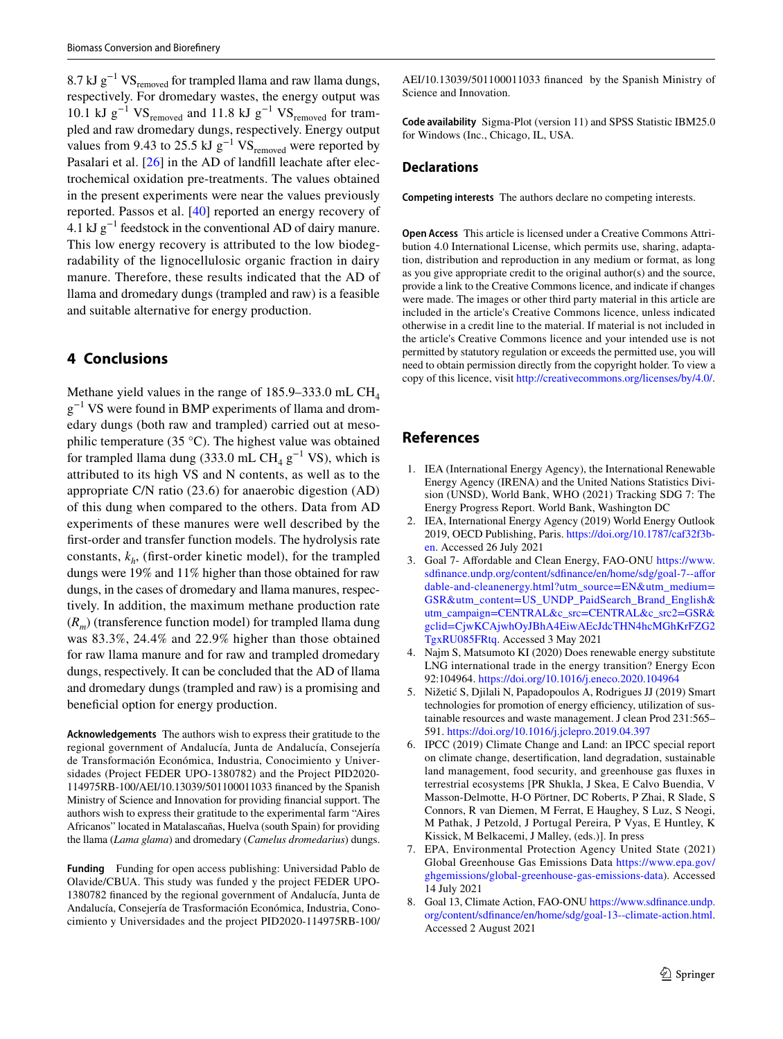8.7 kJ $g^{-1}$ $VS_{removed}$ for trampled llama and raw llama dungs, respectively. For dromedary wastes, the energy output was 10.1 kJ $g^{-1}$ $VS_{removed}$ and 11.8 kJ $g^{-1}$ $VS_{removed}$ for trampled and raw dromedary dungs, respectively. Energy output values from 9.43 to 25.5 kJ $g^{-1}$ $VS_{removed}$ were reported by Pasalari et al. [26] in the AD of landfill leachate after electrochemical oxidation pre-treatments. The values obtained in the present experiments were near the values previously reported. Passos et al. [40] reported an energy recovery of 4.1 kJ $g^{-1}$ feedstock in the conventional AD of dairy manure. This low energy recovery is attributed to the low biodegradability of the lignocellulosic organic fraction in dairy manure. Therefore, these results indicated that the AD of llama and dromedary dungs (trampled and raw) is a feasible and suitable alternative for energy production.

## 4 Conclusions

Methane yield values in the range of 185.9–333.0 mL $CH_4$ $g^{-1}$ VS were found in BMP experiments of llama and dromedary dungs (both raw and trampled) carried out at mesophilic temperature (35 °C). The highest value was obtained for trampled llama dung (333.0 mL $CH_4$ $g^{-1}$ VS), which is attributed to its high VS and N contents, as well as to the appropriate C/N ratio (23.6) for anaerobic digestion (AD) of this dung when compared to the others. Data from AD experiments of these manures were well described by the first-order and transfer function models. The hydrolysis rate constants, $k_h$, (first-order kinetic model), for the trampled dungs were 19% and 11% higher than those obtained for raw dungs, in the cases of dromedary and llama manures, respectively. In addition, the maximum methane production rate ($R_m$) (transference function model) for trampled llama dung was 83.3%, 24.4% and 22.9% higher than those obtained for raw llama manure and for raw and trampled dromedary dungs, respectively. It can be concluded that the AD of llama and dromedary dungs (trampled and raw) is a promising and beneficial option for energy production.

**Acknowledgements** The authors wish to express their gratitude to the regional government of Andalucía, Junta de Andalucía, Consejería de Transformación Económica, Industria, Conocimiento y Universidades (Project FEDER UPO-1380782) and the Project PID2020-114975RB-100/AEI/10.13039/501100011033 financed by the Spanish Ministry of Science and Innovation for providing financial support. The authors wish to express their gratitude to the experimental farm "Aires Africanos" located in Matalascañas, Huelva (south Spain) for providing the llama (*Lama glama*) and dromedary (*Camelus dromedarius*) dungs.

**Funding** Funding for open access publishing: Universidad Pablo de Olavide/CBUA. This study was funded y the project FEDER UPO-1380782 financed by the regional government of Andalucía, Junta de Andalucía, Consejería de Trasformación Económica, Industria, Conocimiento y Universidades and the project PID2020-114975RB-100/AEI/10.13039/501100011033 financed by the Spanish Ministry of Science and Innovation.

**Code availability** Sigma-Plot (version 11) and SPSS Statistic IBM25.0 for Windows (Inc., Chicago, IL, USA.

## Declarations

**Competing interests** The authors declare no competing interests.

**Open Access** This article is licensed under a Creative Commons Attribution 4.0 International License, which permits use, sharing, adaptation, distribution and reproduction in any medium or format, as long as you give appropriate credit to the original author(s) and the source, provide a link to the Creative Commons licence, and indicate if changes were made. The images or other third party material in this article are included in the article's Creative Commons licence, unless indicated otherwise in a credit line to the material. If material is not included in the article's Creative Commons licence and your intended use is not permitted by statutory regulation or exceeds the permitted use, you will need to obtain permission directly from the copyright holder. To view a copy of this licence, visit http://creativecommons.org/licenses/by/4.0/.

## References

1. IEA (International Energy Agency), the International Renewable Energy Agency (IRENA) and the United Nations Statistics Division (UNSD), World Bank, WHO (2021) Tracking SDG 7: The Energy Progress Report. World Bank, Washington DC
2. IEA, International Energy Agency (2019) World Energy Outlook 2019, OECD Publishing, Paris. https://doi.org/10.1787/caf32f3b-en. Accessed 26 July 2021
3. Goal 7- Affordable and Clean Energy, FAO-ONU https://www.sdfinance.undp.org/content/sdfinance/en/home/sdg/goal-7--affordable-and-cleanenergy.html?utm_source=EN&utm_medium=GSR&utm_content=US_UNDP_PaidSearch_Brand_English&utm_campaign=CENTRAL&c_src=CENTRAL&c_src2=GSR&gclid=CjwKCAjwhOyJBhA4EiwAEcJdcTHN4hcMGhKrFZG2TgxRU085FRtq. Accessed 3 May 2021
4. Najm S, Matsumoto KI (2020) Does renewable energy substitute LNG international trade in the energy transition? Energy Econ 92:104964. https://doi.org/10.1016/j.eneco.2020.104964
5. Nižetić S, Djilali N, Papadopoulos A, Rodrigues JJ (2019) Smart technologies for promotion of energy efficiency, utilization of sustainable resources and waste management. J clean Prod 231:565–591. https://doi.org/10.1016/j.jclepro.2019.04.397
6. IPCC (2019) Climate Change and Land: an IPCC special report on climate change, desertification, land degradation, sustainable land management, food security, and greenhouse gas fluxes in terrestrial ecosystems [PR Shukla, J Skea, E Calvo Buendia, V Masson-Delmotte, H-O Pörtner, DC Roberts, P Zhai, R Slade, S Connors, R van Diemen, M Ferrat, E Haughey, S Luz, S Neogi, M Pathak, J Petzold, J Portugal Pereira, P Vyas, E Huntley, K Kissick, M Belkacemi, J Malley, (eds.)]. In press
7. EPA, Environmental Protection Agency United State (2021) Global Greenhouse Gas Emissions Data https://www.epa.gov/ghgemissions/global-greenhouse-gas-emissions-data). Accessed 14 July 2021
8. Goal 13, Climate Action, FAO-ONU https://www.sdfinance.undp.org/content/sdfinance/en/home/sdg/goal-13--climate-action.html. Accessed 2 August 2021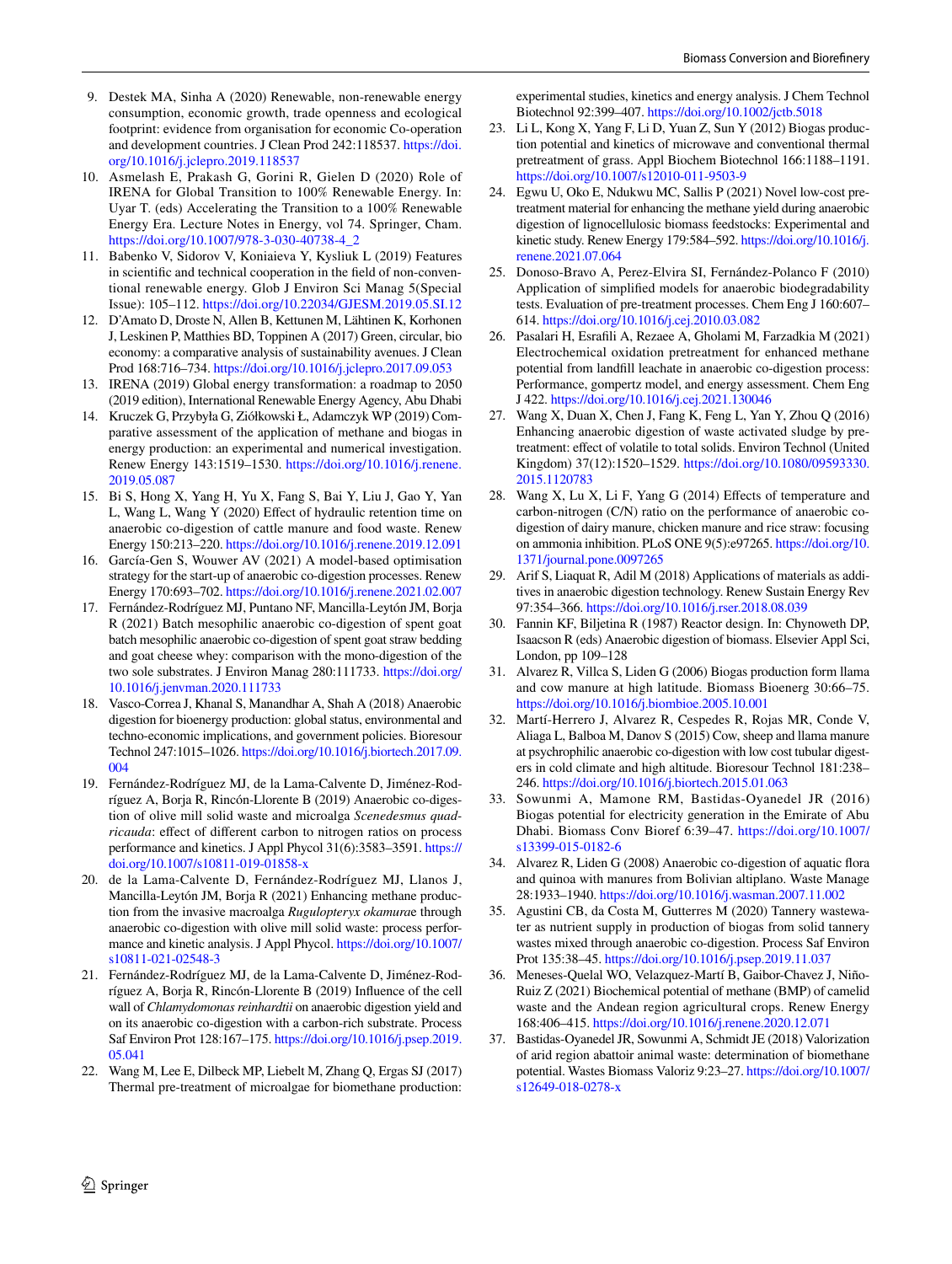9. Destek MA, Sinha A (2020) Renewable, non-renewable energy consumption, economic growth, trade openness and ecological footprint: evidence from organisation for economic Co-operation and development countries. J Clean Prod 242:118537. https://doi.org/10.1016/j.jclepro.2019.118537
10. Asmelash E, Prakash G, Gorini R, Gielen D (2020) Role of IRENA for Global Transition to 100% Renewable Energy. In: Uyar T. (eds) Accelerating the Transition to a 100% Renewable Energy Era. Lecture Notes in Energy, vol 74. Springer, Cham. https://doi.org/10.1007/978-3-030-40738-4_2
11. Babenko V, Sidorov V, Koniaieva Y, Kysliuk L (2019) Features in scientific and technical cooperation in the field of non-conventional renewable energy. Glob J Environ Sci Manag 5(Special Issue): 105–112. https://doi.org/10.22034/GJESM.2019.05.SI.12
12. D'Amato D, Droste N, Allen B, Kettunen M, Lähtinen K, Korhonen J, Leskinen P, Matthies BD, Toppinen A (2017) Green, circular, bio economy: a comparative analysis of sustainability avenues. J Clean Prod 168:716–734. https://doi.org/10.1016/j.jclepro.2017.09.053
13. IRENA (2019) Global energy transformation: a roadmap to 2050 (2019 edition), International Renewable Energy Agency, Abu Dhabi
14. Kruczek G, Przybyła G, Ziółkowski Ł, Adamczyk WP (2019) Comparative assessment of the application of methane and biogas in energy production: an experimental and numerical investigation. Renew Energy 143:1519–1530. https://doi.org/10.1016/j.renene.2019.05.087
15. Bi S, Hong X, Yang H, Yu X, Fang S, Bai Y, Liu J, Gao Y, Yan L, Wang L, Wang Y (2020) Effect of hydraulic retention time on anaerobic co-digestion of cattle manure and food waste. Renew Energy 150:213–220. https://doi.org/10.1016/j.renene.2019.12.091
16. García-Gen S, Wouwer AV (2021) A model-based optimisation strategy for the start-up of anaerobic co-digestion processes. Renew Energy 170:693–702. https://doi.org/10.1016/j.renene.2021.02.007
17. Fernández-Rodríguez MJ, Puntano NF, Mancilla-Leytón JM, Borja R (2021) Batch mesophilic anaerobic co-digestion of spent goat batch mesophilic anaerobic co-digestion of spent goat straw bedding and goat cheese whey: comparison with the mono-digestion of the two sole substrates. J Environ Manag 280:111733. https://doi.org/10.1016/j.jenvman.2020.111733
18. Vasco-Correa J, Khanal S, Manandhar A, Shah A (2018) Anaerobic digestion for bioenergy production: global status, environmental and techno-economic implications, and government policies. Bioresour Technol 247:1015–1026. https://doi.org/10.1016/j.biortech.2017.09.004
19. Fernández-Rodríguez MJ, de la Lama-Calvente D, Jiménez-Rodríguez A, Borja R, Rincón-Llorente B (2019) Anaerobic co-digestion of olive mill solid waste and microalga *Scenedesmus quadricauda*: effect of different carbon to nitrogen ratios on process performance and kinetics. J Appl Phycol 31(6):3583–3591. https://doi.org/10.1007/s10811-019-01858-x
20. de la Lama-Calvente D, Fernández-Rodríguez MJ, Llanos J, Mancilla-Leytón JM, Borja R (2021) Enhancing methane production from the invasive macroalga *Rugulopteryx okamurae* through anaerobic co-digestion with olive mill solid waste: process performance and kinetic analysis. J Appl Phycol. https://doi.org/10.1007/s10811-021-02548-3
21. Fernández-Rodríguez MJ, de la Lama-Calvente D, Jiménez-Rodríguez A, Borja R, Rincón-Llorente B (2019) Influence of the cell wall of *Chlamydomonas reinhardtii* on anaerobic digestion yield and on its anaerobic co-digestion with a carbon-rich substrate. Process Saf Environ Prot 128:167–175. https://doi.org/10.1016/j.psep.2019.05.041
22. Wang M, Lee E, Dilbeck MP, Liebelt M, Zhang Q, Ergas SJ (2017) Thermal pre-treatment of microalgae for biomethane production: experimental studies, kinetics and energy analysis. J Chem Technol Biotechnol 92:399–407. https://doi.org/10.1002/jctb.5018
23. Li L, Kong X, Yang F, Li D, Yuan Z, Sun Y (2012) Biogas production potential and kinetics of microwave and conventional thermal pretreatment of grass. Appl Biochem Biotechnol 166:1188–1191. https://doi.org/10.1007/s12010-011-9503-9
24. Egwu U, Oko E, Ndukwu MC, Sallis P (2021) Novel low-cost pretreatment material for enhancing the methane yield during anaerobic digestion of lignocellulosic biomass feedstocks: Experimental and kinetic study. Renew Energy 179:584–592. https://doi.org/10.1016/j.renene.2021.07.064
25. Donoso-Bravo A, Perez-Elvira SI, Fernández-Polanco F (2010) Application of simplified models for anaerobic biodegradability tests. Evaluation of pre-treatment processes. Chem Eng J 160:607–614. https://doi.org/10.1016/j.cej.2010.03.082
26. Pasalari H, Esrafili A, Rezaee A, Gholami M, Farzadkia M (2021) Electrochemical oxidation pretreatment for enhanced methane potential from landfill leachate in anaerobic co-digestion process: Performance, gompertz model, and energy assessment. Chem Eng J 422. https://doi.org/10.1016/j.cej.2021.130046
27. Wang X, Duan X, Chen J, Fang K, Feng L, Yan Y, Zhou Q (2016) Enhancing anaerobic digestion of waste activated sludge by pretreatment: effect of volatile to total solids. Environ Technol (United Kingdom) 37(12):1520–1529. https://doi.org/10.1080/09593330.2015.1120783
28. Wang X, Lu X, Li F, Yang G (2014) Effects of temperature and carbon-nitrogen (C/N) ratio on the performance of anaerobic co-digestion of dairy manure, chicken manure and rice straw: focusing on ammonia inhibition. PLoS ONE 9(5):e97265. https://doi.org/10.1371/journal.pone.0097265
29. Arif S, Liaquat R, Adil M (2018) Applications of materials as additives in anaerobic digestion technology. Renew Sustain Energy Rev 97:354–366. https://doi.org/10.1016/j.rser.2018.08.039
30. Fannin KF, Biljetina R (1987) Reactor design. In: Chynoweth DP, Isaacson R (eds) Anaerobic digestion of biomass. Elsevier Appl Sci, London, pp 109–128
31. Alvarez R, Villca S, Liden G (2006) Biogas production form llama and cow manure at high latitude. Biomass Bioenerg 30:66–75. https://doi.org/10.1016/j.biombioe.2005.10.001
32. Martí-Herrero J, Alvarez R, Cespedes R, Rojas MR, Conde V, Aliaga L, Balboa M, Danov S (2015) Cow, sheep and llama manure at psychrophilic anaerobic co-digestion with low cost tubular digesters in cold climate and high altitude. Bioresour Technol 181:238–246. https://doi.org/10.1016/j.biortech.2015.01.063
33. Sowunmi A, Mamone RM, Bastidas-Oyanedel JR (2016) Biogas potential for electricity generation in the Emirate of Abu Dhabi. Biomass Conv Bioref 6:39–47. https://doi.org/10.1007/s13399-015-0182-6
34. Alvarez R, Liden G (2008) Anaerobic co-digestion of aquatic flora and quinoa with manures from Bolivian altiplano. Waste Manage 28:1933–1940. https://doi.org/10.1016/j.wasman.2007.11.002
35. Agustini CB, da Costa M, Gutterres M (2020) Tannery wastewater as nutrient supply in production of biogas from solid tannery wastes mixed through anaerobic co-digestion. Process Saf Environ Prot 135:38–45. https://doi.org/10.1016/j.psep.2019.11.037
36. Meneses-Quelal WO, Velazquez-Martí B, Gaibor-Chavez J, Niño-Ruiz Z (2021) Biochemical potential of methane (BMP) of camelid waste and the Andean region agricultural crops. Renew Energy 168:406–415. https://doi.org/10.1016/j.renene.2020.12.071
37. Bastidas-Oyanedel JR, Sowunmi A, Schmidt JE (2018) Valorization of arid region abattoir animal waste: determination of biomethane potential. Wastes Biomass Valoriz 9:23–27. https://doi.org/10.1007/s12649-018-0278-x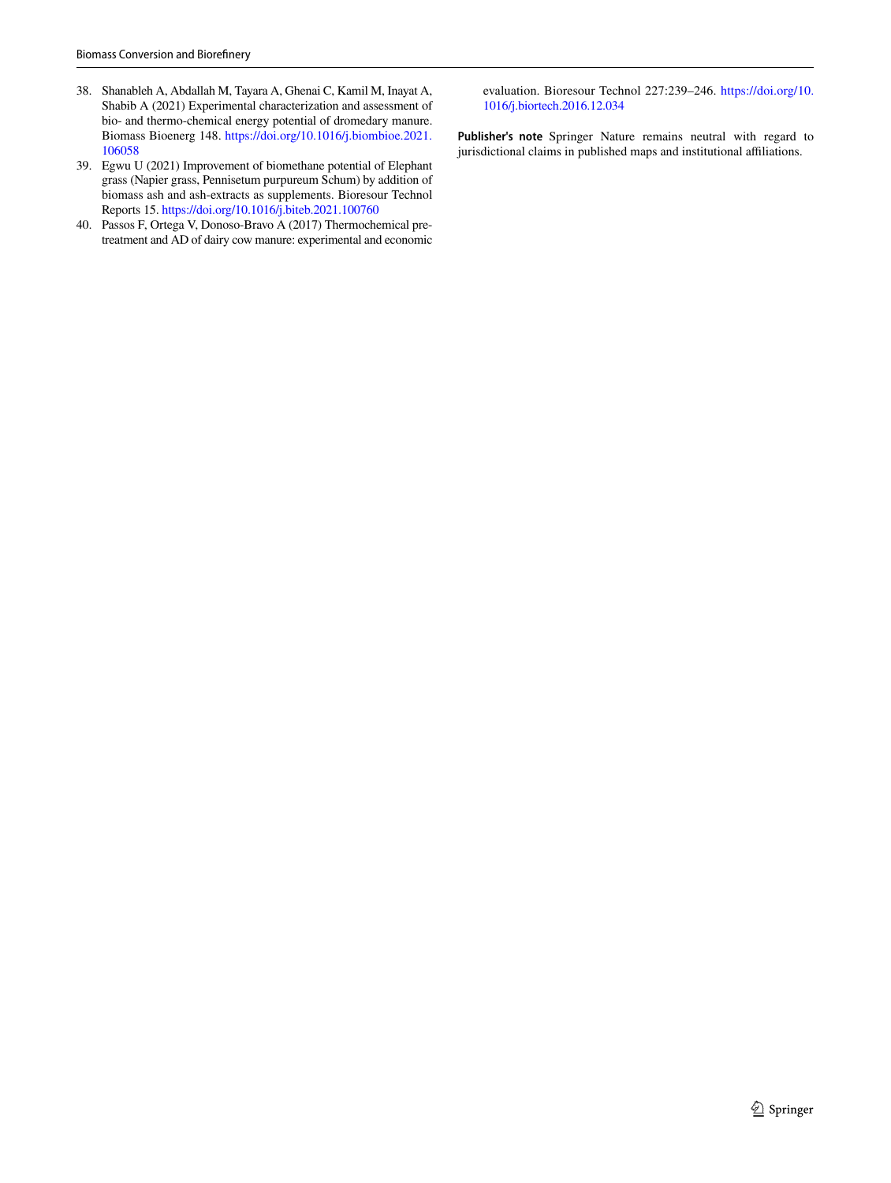38. Shanableh A, Abdallah M, Tayara A, Ghenai C, Kamil M, Inayat A, Shabib A (2021) Experimental characterization and assessment of bio- and thermo-chemical energy potential of dromedary manure. Biomass Bioenerg 148. https://doi.org/10.1016/j.biombioe.2021.106058
39. Egwu U (2021) Improvement of biomethane potential of Elephant grass (Napier grass, Pennisetum purpureum Schum) by addition of biomass ash and ash-extracts as supplements. Bioresour Technol Reports 15. https://doi.org/10.1016/j.biteb.2021.100760
40. Passos F, Ortega V, Donoso-Bravo A (2017) Thermochemical pre-treatment and AD of dairy cow manure: experimental and economic evaluation. Bioresour Technol 227:239–246. https://doi.org/10.1016/j.biortech.2016.12.034

**Publisher's note** Springer Nature remains neutral with regard to jurisdictional claims in published maps and institutional affiliations.